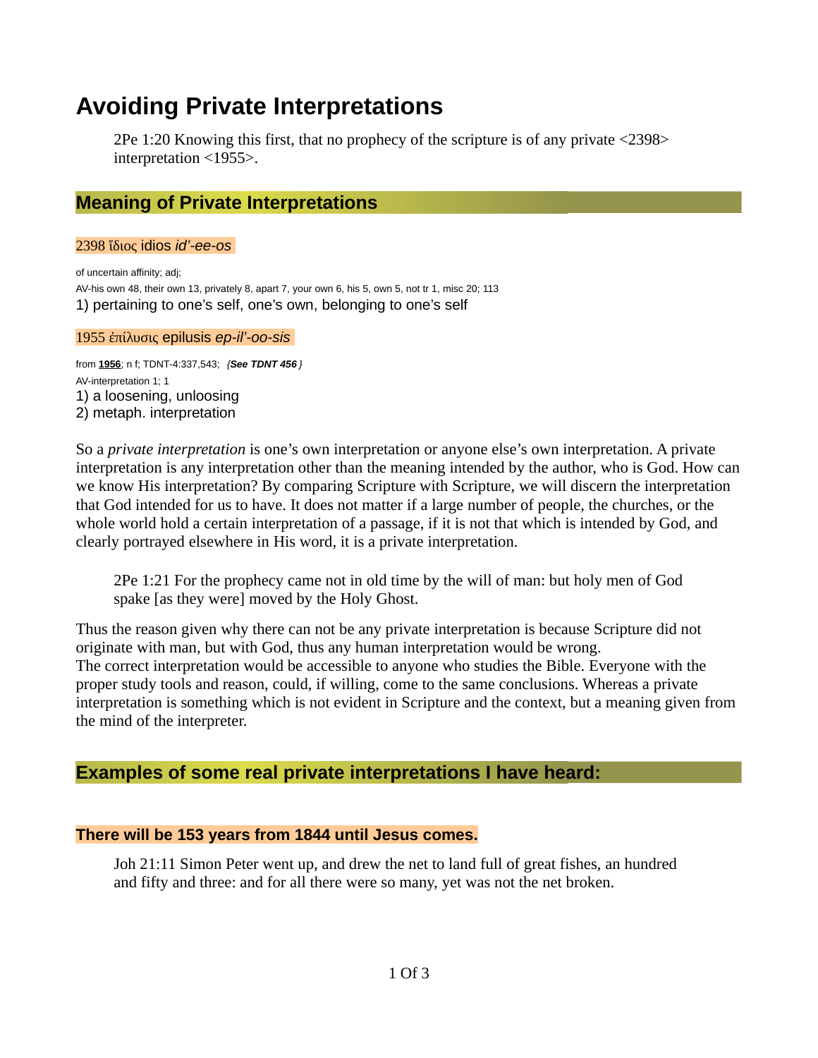# Avoiding Private Interpretations

> 2Pe 1:20 Knowing this first, that no prophecy of the scripture is of any private <2398> interpretation <1955>.

## Meaning of Private Interpretations

2398 ἴδιος idios *id'-ee-os*

of uncertain affinity; adj;
AV-his own 48, their own 13, privately 8, apart 7, your own 6, his 5, own 5, not tr 1, misc 20; 113
1) pertaining to one's self, one's own, belonging to one's self

1955 ἐπίλυσις epilusis *ep-il'-oo-sis*

from **1956**; n f; TDNT-4:337,543; *{**See TDNT 456**}*
AV-interpretation 1; 1
1) a loosening, unloosing
2) metaph. interpretation

So a *private interpretation* is one's own interpretation or anyone else's own interpretation. A private interpretation is any interpretation other than the meaning intended by the author, who is God. How can we know His interpretation? By comparing Scripture with Scripture, we will discern the interpretation that God intended for us to have. It does not matter if a large number of people, the churches, or the whole world hold a certain interpretation of a passage, if it is not that which is intended by God, and clearly portrayed elsewhere in His word, it is a private interpretation.

> 2Pe 1:21 For the prophecy came not in old time by the will of man: but holy men of God spake [as they were] moved by the Holy Ghost.

Thus the reason given why there can not be any private interpretation is because Scripture did not originate with man, but with God, thus any human interpretation would be wrong.
The correct interpretation would be accessible to anyone who studies the Bible. Everyone with the proper study tools and reason, could, if willing, come to the same conclusions. Whereas a private interpretation is something which is not evident in Scripture and the context, but a meaning given from the mind of the interpreter.

## Examples of some real private interpretations I have heard:

### There will be 153 years from 1844 until Jesus comes.

> Joh 21:11 Simon Peter went up, and drew the net to land full of great fishes, an hundred and fifty and three: and for all there were so many, yet was not the net broken.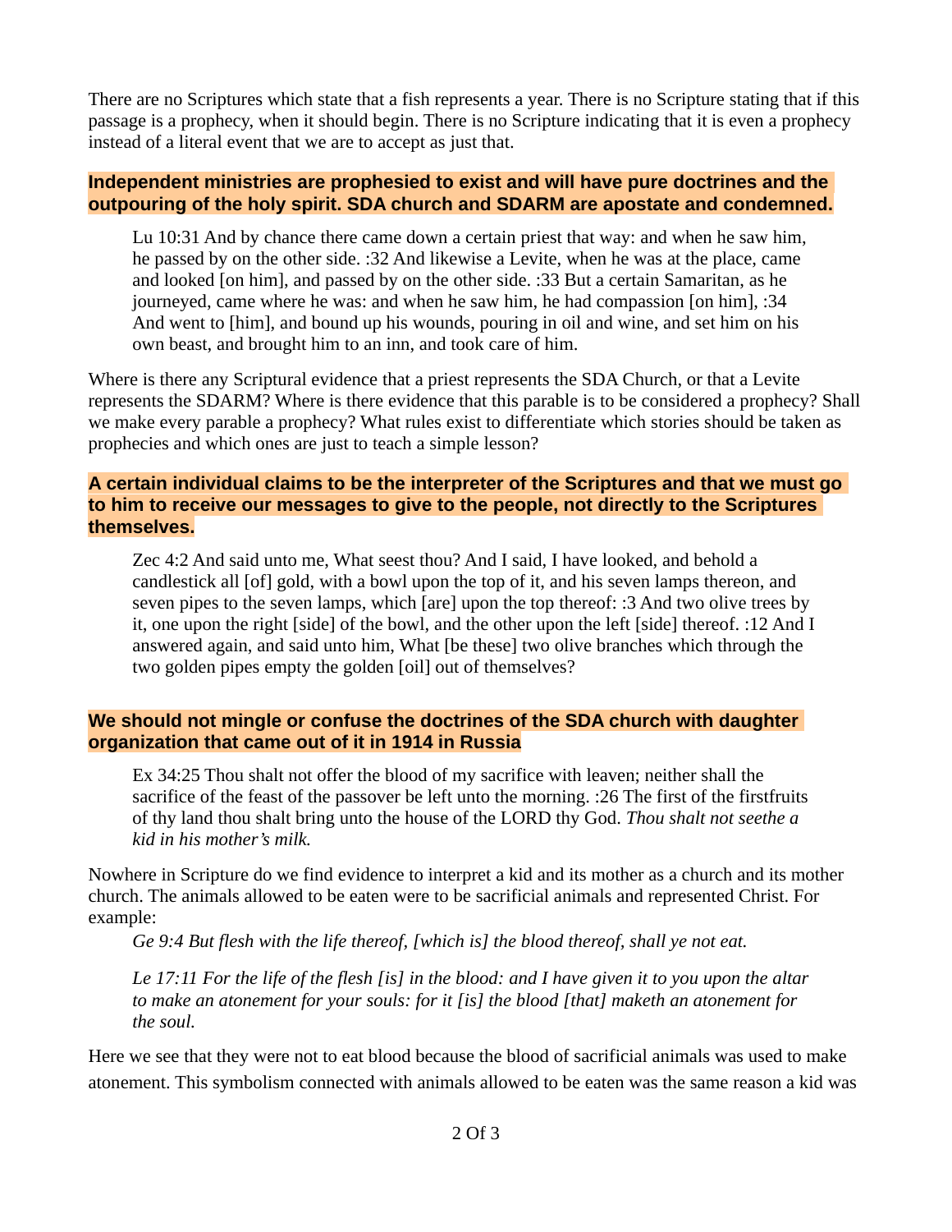There are no Scriptures which state that a fish represents a year. There is no Scripture stating that if this passage is a prophecy, when it should begin. There is no Scripture indicating that it is even a prophecy instead of a literal event that we are to accept as just that.

**Independent ministries are prophesied to exist and will have pure doctrines and the outpouring of the holy spirit. SDA church and SDARM are apostate and condemned.**

> Lu 10:31 And by chance there came down a certain priest that way: and when he saw him, he passed by on the other side. :32 And likewise a Levite, when he was at the place, came and looked [on him], and passed by on the other side. :33 But a certain Samaritan, as he journeyed, came where he was: and when he saw him, he had compassion [on him], :34 And went to [him], and bound up his wounds, pouring in oil and wine, and set him on his own beast, and brought him to an inn, and took care of him.

Where is there any Scriptural evidence that a priest represents the SDA Church, or that a Levite represents the SDARM? Where is there evidence that this parable is to be considered a prophecy? Shall we make every parable a prophecy? What rules exist to differentiate which stories should be taken as prophecies and which ones are just to teach a simple lesson?

**A certain individual claims to be the interpreter of the Scriptures and that we must go to him to receive our messages to give to the people, not directly to the Scriptures themselves.**

> Zec 4:2 And said unto me, What seest thou? And I said, I have looked, and behold a candlestick all [of] gold, with a bowl upon the top of it, and his seven lamps thereon, and seven pipes to the seven lamps, which [are] upon the top thereof: :3 And two olive trees by it, one upon the right [side] of the bowl, and the other upon the left [side] thereof. :12 And I answered again, and said unto him, What [be these] two olive branches which through the two golden pipes empty the golden [oil] out of themselves?

**We should not mingle or confuse the doctrines of the SDA church with daughter organization that came out of it in 1914 in Russia**

> Ex 34:25 Thou shalt not offer the blood of my sacrifice with leaven; neither shall the sacrifice of the feast of the passover be left unto the morning. :26 The first of the firstfruits of thy land thou shalt bring unto the house of the LORD thy God. *Thou shalt not seethe a kid in his mother's milk.*

Nowhere in Scripture do we find evidence to interpret a kid and its mother as a church and its mother church. The animals allowed to be eaten were to be sacrificial animals and represented Christ. For example:

> *Ge 9:4 But flesh with the life thereof, [which is] the blood thereof, shall ye not eat.*

> *Le 17:11 For the life of the flesh [is] in the blood: and I have given it to you upon the altar to make an atonement for your souls: for it [is] the blood [that] maketh an atonement for the soul.*

Here we see that they were not to eat blood because the blood of sacrificial animals was used to make atonement. This symbolism connected with animals allowed to be eaten was the same reason a kid was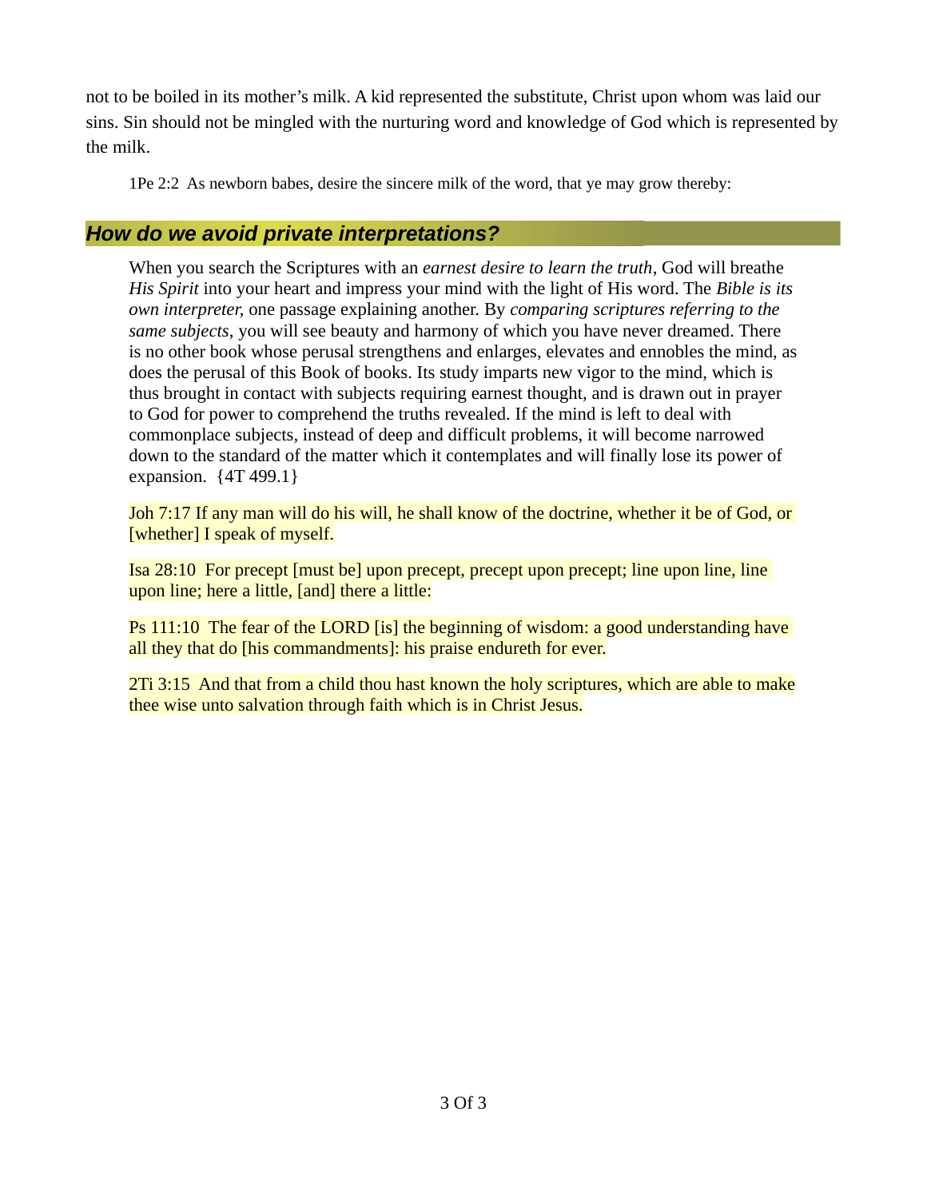not to be boiled in its mother's milk. A kid represented the substitute, Christ upon whom was laid our sins. Sin should not be mingled with the nurturing word and knowledge of God which is represented by the milk.

> 1Pe 2:2 As newborn babes, desire the sincere milk of the word, that ye may grow thereby:

## *How do we avoid private interpretations?*

> When you search the Scriptures with an *earnest desire to learn the truth*, God will breathe *His Spirit* into your heart and impress your mind with the light of His word. The *Bible is its own interpreter,* one passage explaining another. By *comparing scriptures referring to the same subjects*, you will see beauty and harmony of which you have never dreamed. There is no other book whose perusal strengthens and enlarges, elevates and ennobles the mind, as does the perusal of this Book of books. Its study imparts new vigor to the mind, which is thus brought in contact with subjects requiring earnest thought, and is drawn out in prayer to God for power to comprehend the truths revealed. If the mind is left to deal with commonplace subjects, instead of deep and difficult problems, it will become narrowed down to the standard of the matter which it contemplates and will finally lose its power of expansion. {4T 499.1}

> Joh 7:17 If any man will do his will, he shall know of the doctrine, whether it be of God, or [whether] I speak of myself.

> Isa 28:10 For precept [must be] upon precept, precept upon precept; line upon line, line upon line; here a little, [and] there a little:

> Ps 111:10 The fear of the LORD [is] the beginning of wisdom: a good understanding have all they that do [his commandments]: his praise endureth for ever.

> 2Ti 3:15 And that from a child thou hast known the holy scriptures, which are able to make thee wise unto salvation through faith which is in Christ Jesus.